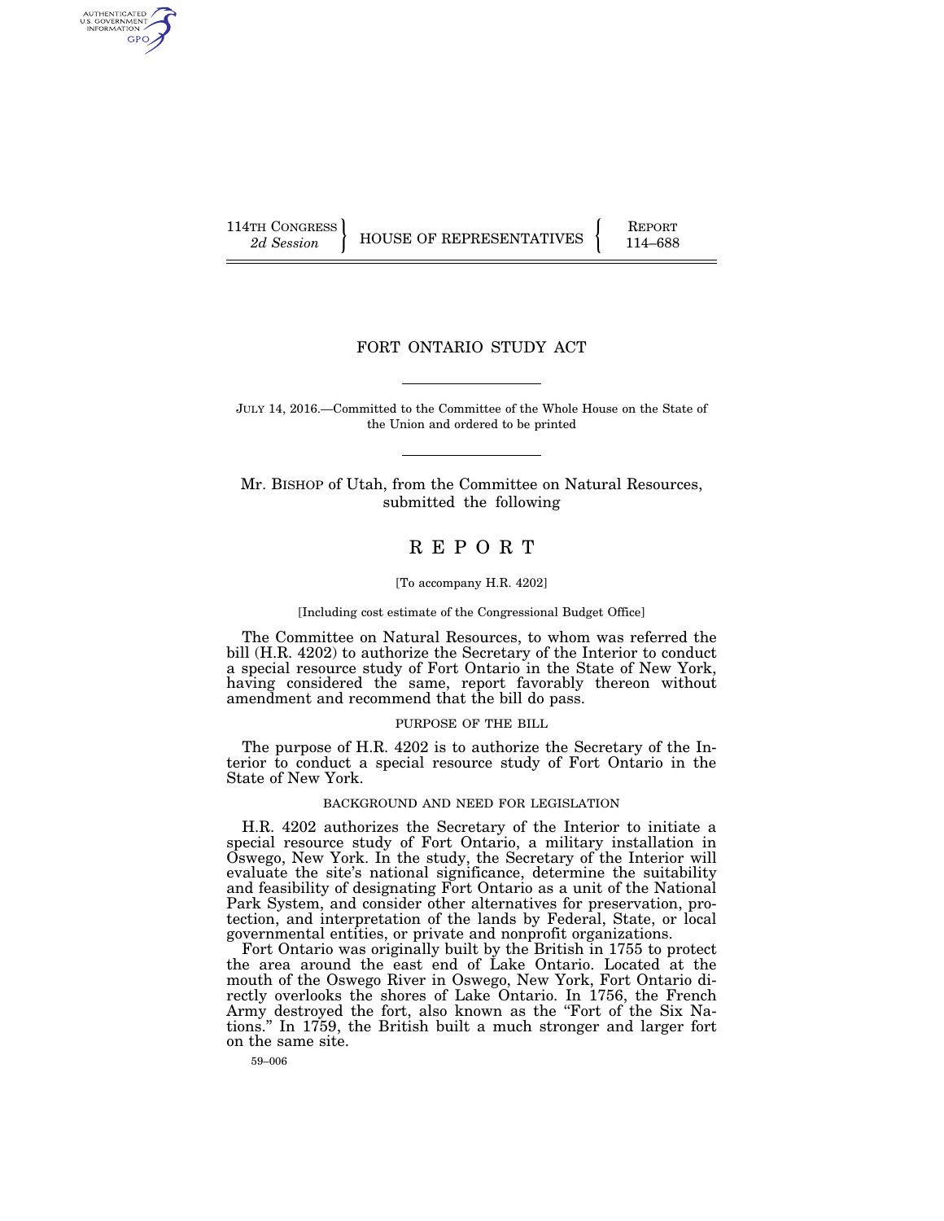114TH CONGRESS
*2d Session*

HOUSE OF REPRESENTATIVES

REPORT
114–688

# FORT ONTARIO STUDY ACT

JULY 14, 2016.—Committed to the Committee of the Whole House on the State of the Union and ordered to be printed

Mr. BISHOP of Utah, from the Committee on Natural Resources, submitted the following

# REPORT

[To accompany H.R. 4202]

[Including cost estimate of the Congressional Budget Office]

The Committee on Natural Resources, to whom was referred the bill (H.R. 4202) to authorize the Secretary of the Interior to conduct a special resource study of Fort Ontario in the State of New York, having considered the same, report favorably thereon without amendment and recommend that the bill do pass.

## PURPOSE OF THE BILL

The purpose of H.R. 4202 is to authorize the Secretary of the Interior to conduct a special resource study of Fort Ontario in the State of New York.

## BACKGROUND AND NEED FOR LEGISLATION

H.R. 4202 authorizes the Secretary of the Interior to initiate a special resource study of Fort Ontario, a military installation in Oswego, New York. In the study, the Secretary of the Interior will evaluate the site's national significance, determine the suitability and feasibility of designating Fort Ontario as a unit of the National Park System, and consider other alternatives for preservation, protection, and interpretation of the lands by Federal, State, or local governmental entities, or private and nonprofit organizations.

Fort Ontario was originally built by the British in 1755 to protect the area around the east end of Lake Ontario. Located at the mouth of the Oswego River in Oswego, New York, Fort Ontario directly overlooks the shores of Lake Ontario. In 1756, the French Army destroyed the fort, also known as the "Fort of the Six Nations." In 1759, the British built a much stronger and larger fort on the same site.

59–006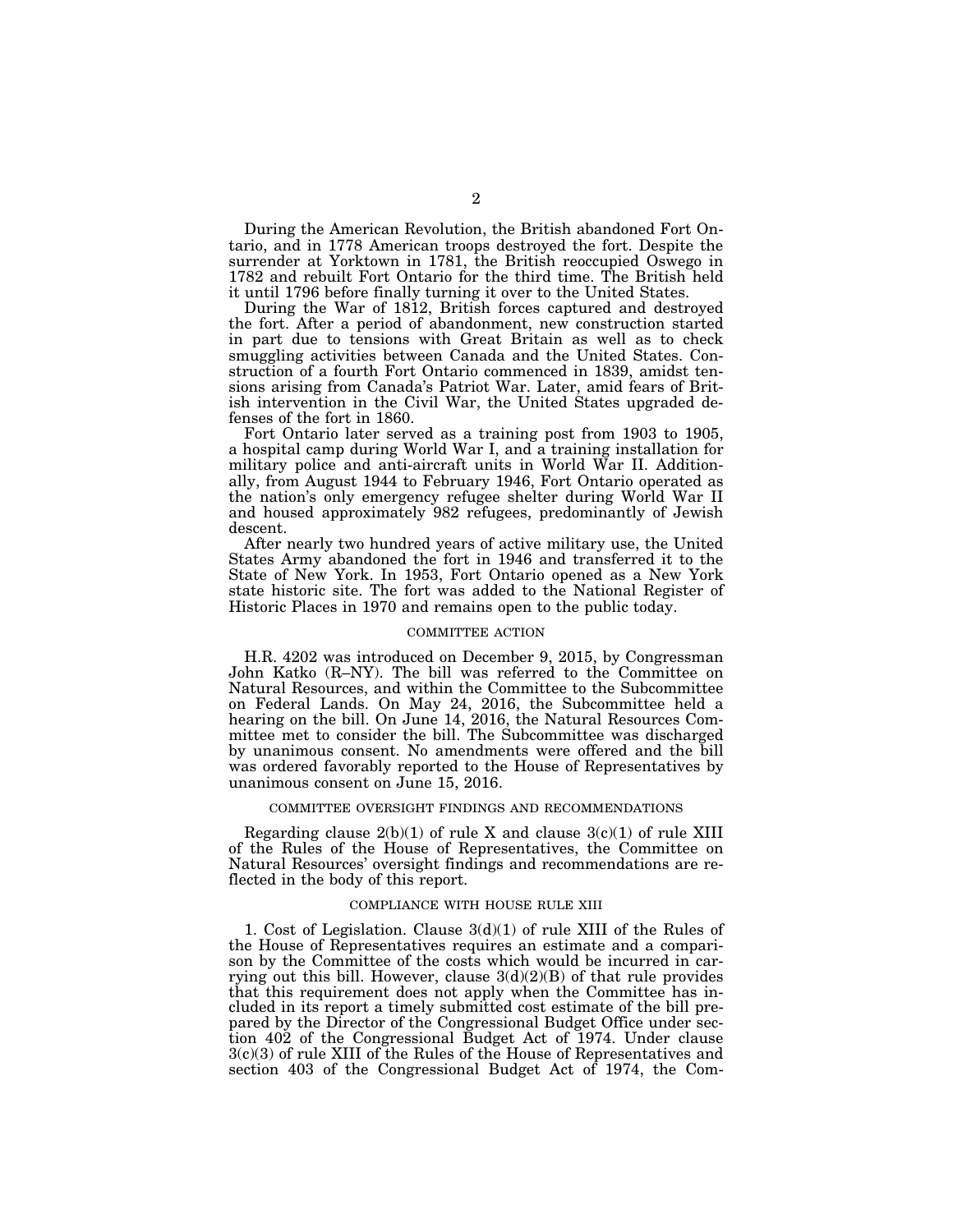During the American Revolution, the British abandoned Fort Ontario, and in 1778 American troops destroyed the fort. Despite the surrender at Yorktown in 1781, the British reoccupied Oswego in 1782 and rebuilt Fort Ontario for the third time. The British held it until 1796 before finally turning it over to the United States.

During the War of 1812, British forces captured and destroyed the fort. After a period of abandonment, new construction started in part due to tensions with Great Britain as well as to check smuggling activities between Canada and the United States. Construction of a fourth Fort Ontario commenced in 1839, amidst tensions arising from Canada's Patriot War. Later, amid fears of British intervention in the Civil War, the United States upgraded defenses of the fort in 1860.

Fort Ontario later served as a training post from 1903 to 1905, a hospital camp during World War I, and a training installation for military police and anti-aircraft units in World War II. Additionally, from August 1944 to February 1946, Fort Ontario operated as the nation's only emergency refugee shelter during World War II and housed approximately 982 refugees, predominantly of Jewish descent.

After nearly two hundred years of active military use, the United States Army abandoned the fort in 1946 and transferred it to the State of New York. In 1953, Fort Ontario opened as a New York state historic site. The fort was added to the National Register of Historic Places in 1970 and remains open to the public today.

## COMMITTEE ACTION

H.R. 4202 was introduced on December 9, 2015, by Congressman John Katko (R–NY). The bill was referred to the Committee on Natural Resources, and within the Committee to the Subcommittee on Federal Lands. On May 24, 2016, the Subcommittee held a hearing on the bill. On June 14, 2016, the Natural Resources Committee met to consider the bill. The Subcommittee was discharged by unanimous consent. No amendments were offered and the bill was ordered favorably reported to the House of Representatives by unanimous consent on June 15, 2016.

## COMMITTEE OVERSIGHT FINDINGS AND RECOMMENDATIONS

Regarding clause 2(b)(1) of rule X and clause 3(c)(1) of rule XIII of the Rules of the House of Representatives, the Committee on Natural Resources' oversight findings and recommendations are reflected in the body of this report.

## COMPLIANCE WITH HOUSE RULE XIII

1. Cost of Legislation. Clause 3(d)(1) of rule XIII of the Rules of the House of Representatives requires an estimate and a comparison by the Committee of the costs which would be incurred in carrying out this bill. However, clause 3(d)(2)(B) of that rule provides that this requirement does not apply when the Committee has included in its report a timely submitted cost estimate of the bill prepared by the Director of the Congressional Budget Office under section 402 of the Congressional Budget Act of 1974. Under clause 3(c)(3) of rule XIII of the Rules of the House of Representatives and section 403 of the Congressional Budget Act of 1974, the Com-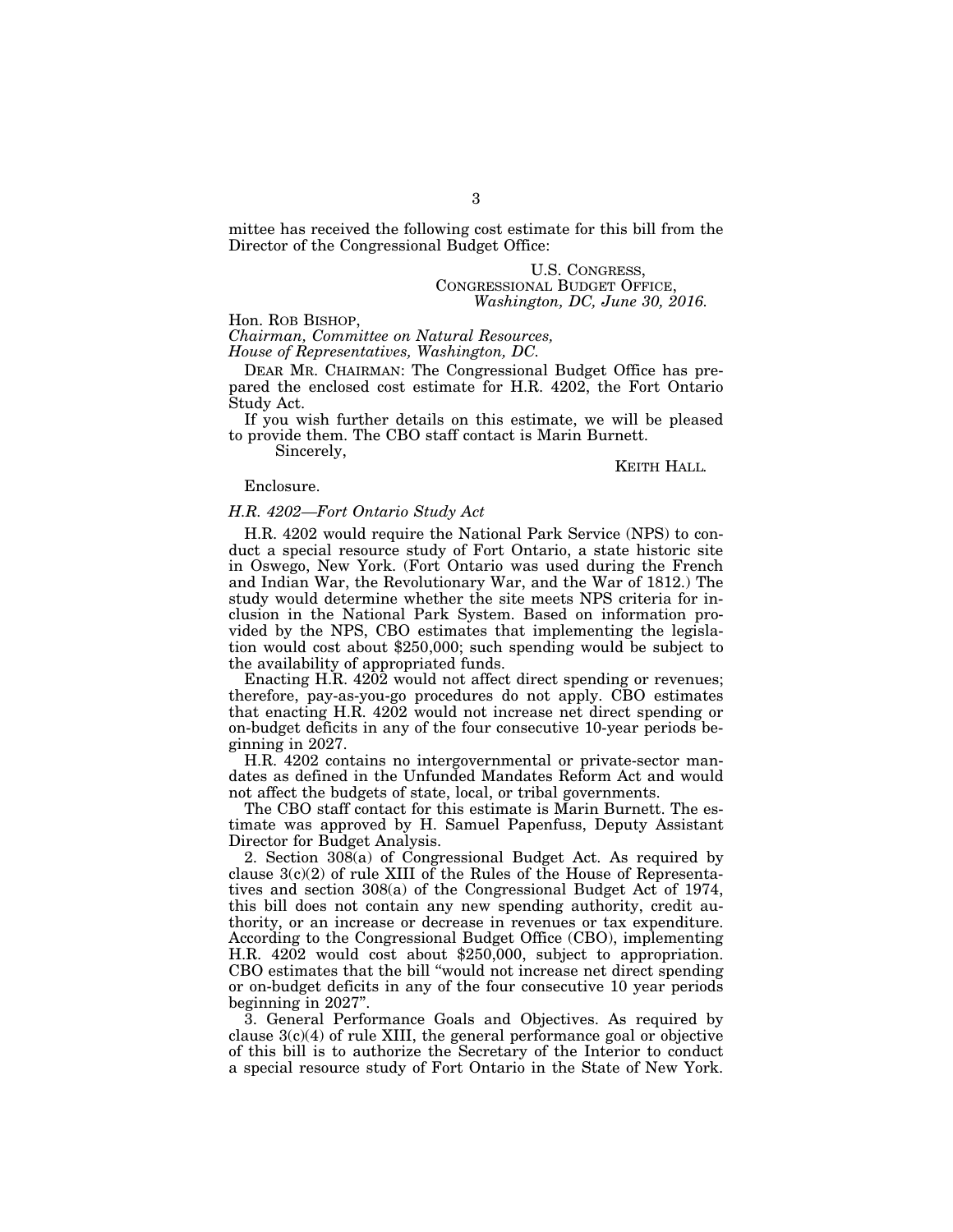mittee has received the following cost estimate for this bill from the Director of the Congressional Budget Office:

U.S. CONGRESS,
CONGRESSIONAL BUDGET OFFICE,
*Washington, DC, June 30, 2016.*

Hon. ROB BISHOP,
*Chairman, Committee on Natural Resources,*
*House of Representatives, Washington, DC.*

DEAR MR. CHAIRMAN: The Congressional Budget Office has prepared the enclosed cost estimate for H.R. 4202, the Fort Ontario Study Act.

If you wish further details on this estimate, we will be pleased to provide them. The CBO staff contact is Marin Burnett.

Sincerely,

KEITH HALL.

Enclosure.

*H.R. 4202—Fort Ontario Study Act*

H.R. 4202 would require the National Park Service (NPS) to conduct a special resource study of Fort Ontario, a state historic site in Oswego, New York. (Fort Ontario was used during the French and Indian War, the Revolutionary War, and the War of 1812.) The study would determine whether the site meets NPS criteria for inclusion in the National Park System. Based on information provided by the NPS, CBO estimates that implementing the legislation would cost about $250,000; such spending would be subject to the availability of appropriated funds.

Enacting H.R. 4202 would not affect direct spending or revenues; therefore, pay-as-you-go procedures do not apply. CBO estimates that enacting H.R. 4202 would not increase net direct spending or on-budget deficits in any of the four consecutive 10-year periods beginning in 2027.

H.R. 4202 contains no intergovernmental or private-sector mandates as defined in the Unfunded Mandates Reform Act and would not affect the budgets of state, local, or tribal governments.

The CBO staff contact for this estimate is Marin Burnett. The estimate was approved by H. Samuel Papenfuss, Deputy Assistant Director for Budget Analysis.

2. Section 308(a) of Congressional Budget Act. As required by clause 3(c)(2) of rule XIII of the Rules of the House of Representatives and section 308(a) of the Congressional Budget Act of 1974, this bill does not contain any new spending authority, credit authority, or an increase or decrease in revenues or tax expenditure. According to the Congressional Budget Office (CBO), implementing H.R. 4202 would cost about $250,000, subject to appropriation. CBO estimates that the bill "would not increase net direct spending or on-budget deficits in any of the four consecutive 10 year periods beginning in 2027".

3. General Performance Goals and Objectives. As required by clause 3(c)(4) of rule XIII, the general performance goal or objective of this bill is to authorize the Secretary of the Interior to conduct a special resource study of Fort Ontario in the State of New York.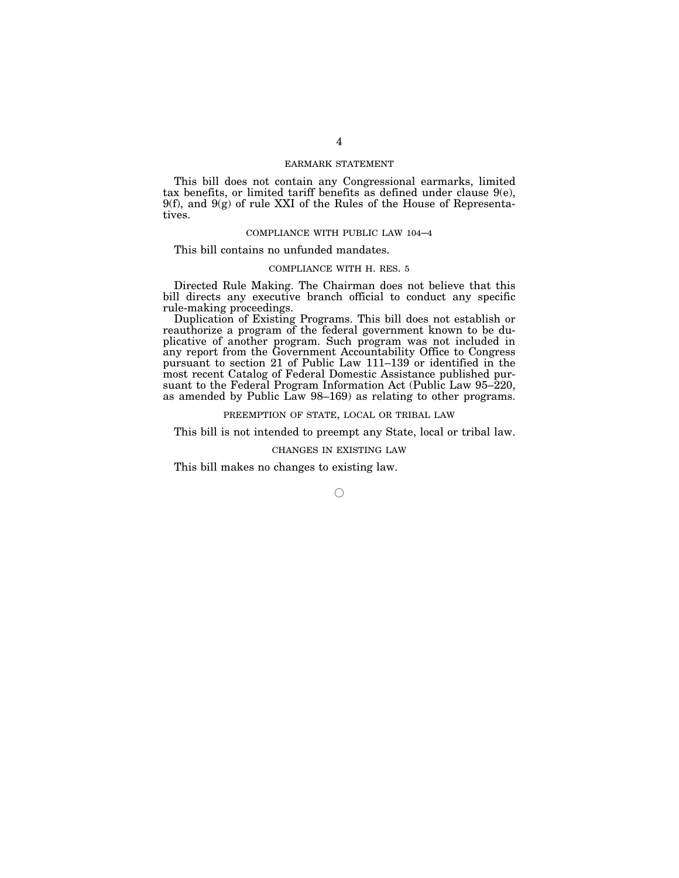## EARMARK STATEMENT

This bill does not contain any Congressional earmarks, limited tax benefits, or limited tariff benefits as defined under clause 9(e), 9(f), and 9(g) of rule XXI of the Rules of the House of Representatives.

## COMPLIANCE WITH PUBLIC LAW 104–4

This bill contains no unfunded mandates.

## COMPLIANCE WITH H. RES. 5

Directed Rule Making. The Chairman does not believe that this bill directs any executive branch official to conduct any specific rule-making proceedings.

Duplication of Existing Programs. This bill does not establish or reauthorize a program of the federal government known to be duplicative of another program. Such program was not included in any report from the Government Accountability Office to Congress pursuant to section 21 of Public Law 111–139 or identified in the most recent Catalog of Federal Domestic Assistance published pursuant to the Federal Program Information Act (Public Law 95–220, as amended by Public Law 98–169) as relating to other programs.

## PREEMPTION OF STATE, LOCAL OR TRIBAL LAW

This bill is not intended to preempt any State, local or tribal law.

## CHANGES IN EXISTING LAW

This bill makes no changes to existing law.

○